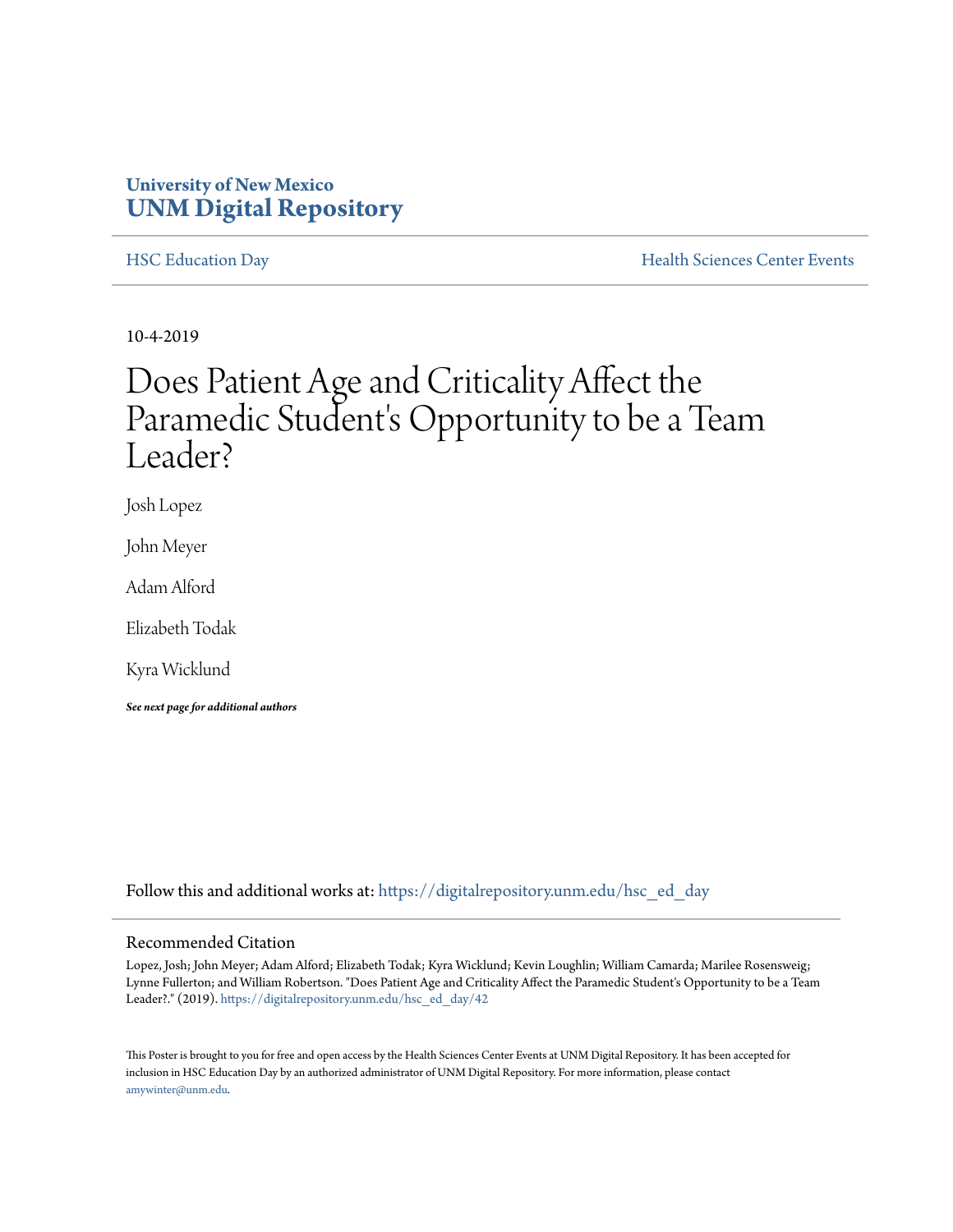University of New Mexico

# UNM Digital Repository

HSC Education Day

Health Sciences Center Events

10-4-2019

# Does Patient Age and Criticality Affect the Paramedic Student's Opportunity to be a Team Leader?

Josh Lopez

John Meyer

Adam Alford

Elizabeth Todak

Kyra Wicklund

***See next page for additional authors***

Follow this and additional works at: https://digitalrepository.unm.edu/hsc_ed_day

## Recommended Citation

Lopez, Josh; John Meyer; Adam Alford; Elizabeth Todak; Kyra Wicklund; Kevin Loughlin; William Camarda; Marilee Rosensweig; Lynne Fullerton; and William Robertson. "Does Patient Age and Criticality Affect the Paramedic Student's Opportunity to be a Team Leader?." (2019). https://digitalrepository.unm.edu/hsc_ed_day/42

This Poster is brought to you for free and open access by the Health Sciences Center Events at UNM Digital Repository. It has been accepted for inclusion in HSC Education Day by an authorized administrator of UNM Digital Repository. For more information, please contact amywinter@unm.edu.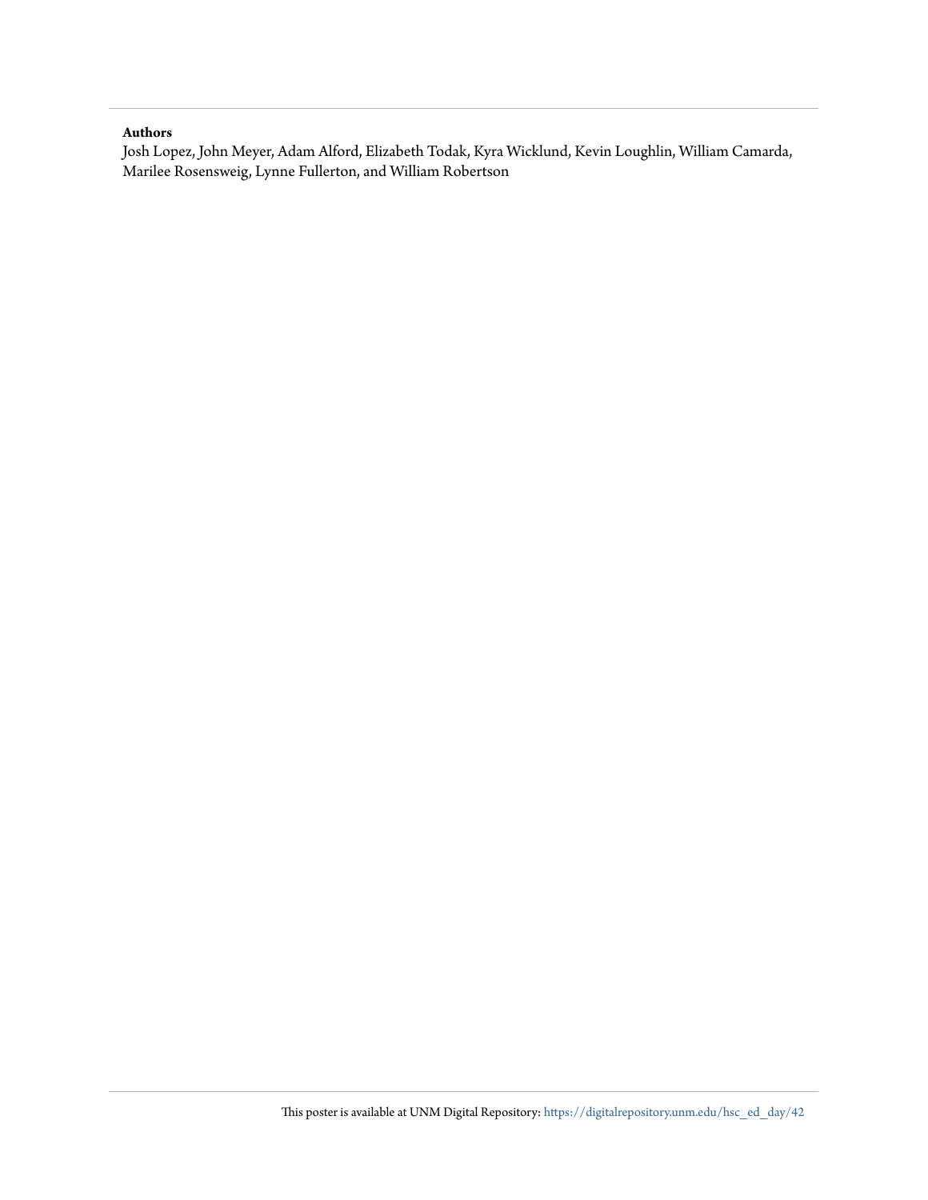**Authors**

Josh Lopez, John Meyer, Adam Alford, Elizabeth Todak, Kyra Wicklund, Kevin Loughlin, William Camarda, Marilee Rosensweig, Lynne Fullerton, and William Robertson

This poster is available at UNM Digital Repository: https://digitalrepository.unm.edu/hsc_ed_day/42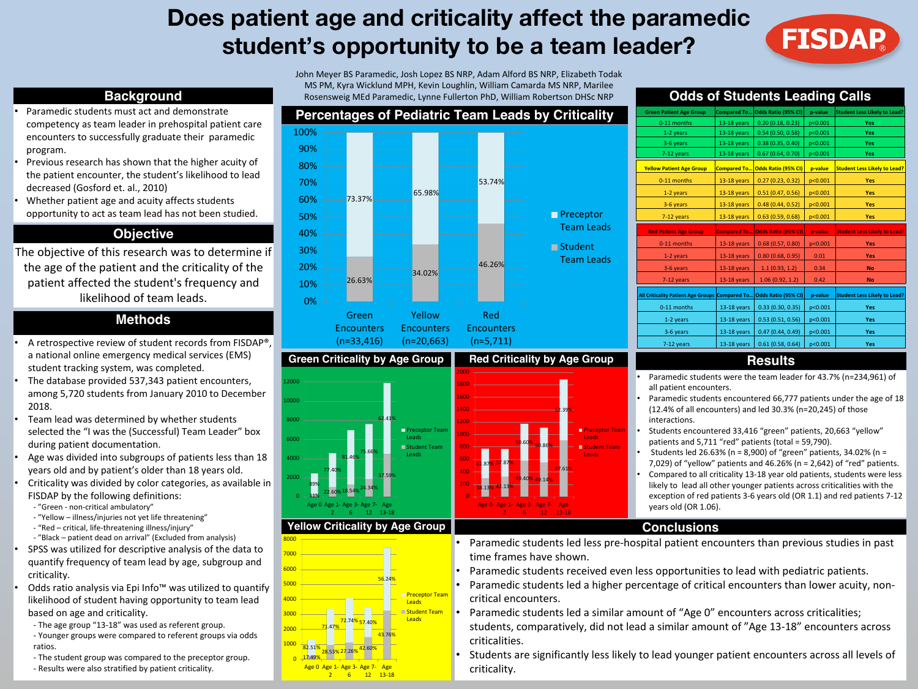# Does patient age and criticality affect the paramedic student's opportunity to be a team leader?

FISDAP®

John Meyer BS Paramedic, Josh Lopez BS NRP, Adam Alford BS NRP, Elizabeth Todak MS PM, Kyra Wicklund MPH, Kevin Loughlin, William Camarda MS NRP, Marilee Rosensweig MEd Paramedic, Lynne Fullerton PhD, William Robertson DHSc NRP

## Background

- Paramedic students must act and demonstrate competency as team leader in prehospital patient care encounters to successfully graduate their paramedic program.
- Previous research has shown that the higher acuity of the patient encounter, the student's likelihood to lead decreased (Gosford et. al., 2010)
- Whether patient age and acuity affects students opportunity to act as team lead has not been studied.

## Objective

The objective of this research was to determine if the age of the patient and the criticality of the patient affected the student's frequency and likelihood of team leads.

## Methods

- A retrospective review of student records from FISDAP®, a national online emergency medical services (EMS) student tracking system, was completed.
- The database provided 537,343 patient encounters, among 5,720 students from January 2010 to December 2018.
- Team lead was determined by whether students selected the "I was the (Successful) Team Leader" box during patient documentation.
- Age was divided into subgroups of patients less than 18 years old and by patient's older than 18 years old.
- Criticality was divided by color categories, as available in FISDAP by the following definitions:
  - "Green - non-critical ambulatory"
  - "Yellow – illness/injuries not yet life threatening"
  - "Red – critical, life-threatening illness/injury"
  - "Black – patient dead on arrival" (Excluded from analysis)
- SPSS was utilized for descriptive analysis of the data to quantify frequency of team lead by age, subgroup and criticality.
- Odds ratio analysis via Epi Info™ was utilized to quantify likelihood of student having opportunity to team lead based on age and criticality.
  - The age group "13-18" was used as referent group.
  - Younger groups were compared to referent groups via odds ratios.
  - The student group was compared to the preceptor group.
  - Results were also stratified by patient criticality.

## Percentages of Pediatric Team Leads by Criticality

100%
90%
80%
70%
60%
50%
40%
30%
20%
10%
0%

Green Encounters (n=33,416): 73.37%, 26.63%
Yellow Encounters (n=20,663): 65.98%, 34.02%
Red Encounters (n=5,711): 53.74%, 46.26%

Preceptor Team Leads
Student Team Leads

## Green Criticality by Age Group

0, 2000, 4000, 6000, 8000, 10000, 12000

Age 0: 89%, 11%
Age 1-2: 77.40%, 22.60%
Age 3-6: 81.46%, 18.54%
Age 7-12: 75.66%, 24.34%
Age 13-18: 62.41%, 37.59%

Preceptor Team Leads
Student Team Leads

## Red Criticality by Age Group

0, 200, 400, 600, 800, 1000, 1200, 1400, 1600, 1800, 2000

Age 0: 61.87%, 38.13%
Age 1-2: 57.87%, 42.13%
Age 3-6: 50.60%, 49.40%
Age 7-12: 50.86%, 49.14%
Age 13-18: 52.39%, 47.61%

Preceptor Team Leads
Student Team Leads

## Yellow Criticality by Age Group

0, 1000, 2000, 3000, 4000, 5000, 6000, 7000, 8000

Age 0: 82.51%, 17.49%
Age 1-2: 71.47%, 28.53%
Age 3-6: 72.74%, 27.26%
Age 7-12: 57.40%, 42.60%
Age 13-18: 56.24%, 43.76%

Preceptor Team Leads
Student Team Leads

## Odds of Students Leading Calls

| Green Patient Age Group | Compared To... | Odds Ratio (95% CI) | p-value | Student Less Likely to Lead? |
|---|---|---|---|---|
| 0-11 months | 13-18 years | 0.20 (0.18, 0.23) | p<0.001 | Yes |
| 1-2 years | 13-18 years | 0.54 (0.50, 0.58) | p<0.001 | Yes |
| 3-6 years | 13-18 years | 0.38 (0.35, 0.40) | p<0.001 | Yes |
| 7-12 years | 13-18 years | 0.67 (0.64, 0.70) | p<0.001 | Yes |

| Yellow Patient Age Group | Compared To... | Odds Ratio (95% CI) | p-value | Student Less Likely to Lead? |
|---|---|---|---|---|
| 0-11 months | 13-18 years | 0.27 (0.23, 0.32) | p<0.001 | Yes |
| 1-2 years | 13-18 years | 0.51 (0.47, 0.56) | p<0.001 | Yes |
| 3-6 years | 13-18 years | 0.48 (0.44, 0.52) | p<0.001 | Yes |
| 7-12 years | 13-18 years | 0.63 (0.59, 0.68) | p<0.001 | Yes |

| Red Patient Age Group | Compared To... | Odds Ratio (95% CI) | p-value | Student Less Likely to Lead? |
|---|---|---|---|---|
| 0-11 months | 13-18 years | 0.68 (0.57, 0.80) | p<0.001 | Yes |
| 1-2 years | 13-18 years | 0.80 (0.68, 0.95) | 0.01 | Yes |
| 3-6 years | 13-18 years | 1.1 (0.93, 1.2) | 0.34 | No |
| 7-12 years | 13-18 years | 1.06 (0.92, 1.2) | 0.42 | No |

| All Criticality Patient Age Groups | Compared To... | Odds Ratio (95% CI) | p-value | Student Less Likely to Lead? |
|---|---|---|---|---|
| 0-11 months | 13-18 years | 0.33 (0.30, 0.35) | p<0.001 | Yes |
| 1-2 years | 13-18 years | 0.53 (0.51, 0.56) | p<0.001 | Yes |
| 3-6 years | 13-18 years | 0.47 (0.44, 0.49) | p<0.001 | Yes |
| 7-12 years | 13-18 years | 0.61 (0.58, 0.64) | p<0.001 | Yes |

## Results

- Paramedic students were the team leader for 43.7% (n=234,961) of all patient encounters.
- Paramedic students encountered 66,777 patients under the age of 18 (12.4% of all encounters) and led 30.3% (n=20,245) of those interactions.
- Students encountered 33,416 "green" patients, 20,663 "yellow" patients and 5,711 "red" patients (total = 59,790).
- Students led 26.63% (n = 8,900) of "green" patients, 34.02% (n = 7,029) of "yellow" patients and 46.26% (n = 2,642) of "red" patients.
- Compared to all criticality 13-18 year old patients, students were less likely to lead all other younger patients across criticalities with the exception of red patients 3-6 years old (OR 1.1) and red patients 7-12 years old (OR 1.06).

## Conclusions

- Paramedic students led less pre-hospital patient encounters than previous studies in past time frames have shown.
- Paramedic students received even less opportunities to lead with pediatric patients.
- Paramedic students led a higher percentage of critical encounters than lower acuity, non-critical encounters.
- Paramedic students led a similar amount of "Age 0" encounters across criticalities; students, comparatively, did not lead a similar amount of "Age 13-18" encounters across criticalities.
- Students are significantly less likely to lead younger patient encounters across all levels of criticality.